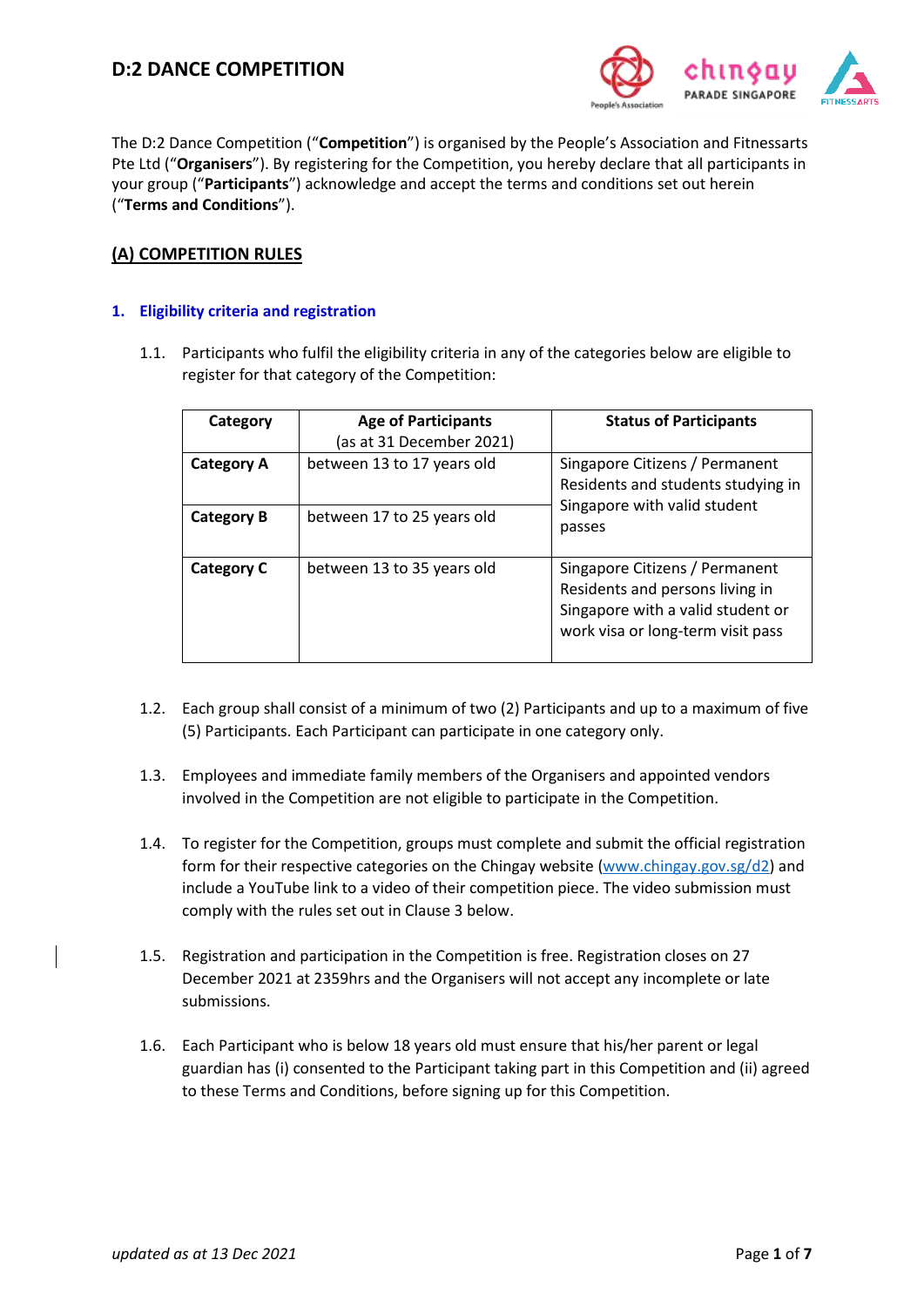# D:2 DANCE COMPETITION

The D:2 Dance Competition ("**Competition**") is organised by the People's Association and Fitnessarts Pte Ltd ("**Organisers**"). By registering for the Competition, you hereby declare that all participants in your group ("**Participants**") acknowledge and accept the terms and conditions set out herein ("**Terms and Conditions**").

## (A) COMPETITION RULES

### 1. Eligibility criteria and registration

1.1. Participants who fulfil the eligibility criteria in any of the categories below are eligible to register for that category of the Competition:

| Category | Age of Participants (as at 31 December 2021) | Status of Participants |
|---|---|---|
| **Category A** | between 13 to 17 years old | Singapore Citizens / Permanent Residents and students studying in Singapore with valid student passes |
| **Category B** | between 17 to 25 years old | |
| **Category C** | between 13 to 35 years old | Singapore Citizens / Permanent Residents and persons living in Singapore with a valid student or work visa or long-term visit pass |

1.2. Each group shall consist of a minimum of two (2) Participants and up to a maximum of five (5) Participants. Each Participant can participate in one category only.

1.3. Employees and immediate family members of the Organisers and appointed vendors involved in the Competition are not eligible to participate in the Competition.

1.4. To register for the Competition, groups must complete and submit the official registration form for their respective categories on the Chingay website (www.chingay.gov.sg/d2) and include a YouTube link to a video of their competition piece. The video submission must comply with the rules set out in Clause 3 below.

1.5. Registration and participation in the Competition is free. Registration closes on 27 December 2021 at 2359hrs and the Organisers will not accept any incomplete or late submissions.

1.6. Each Participant who is below 18 years old must ensure that his/her parent or legal guardian has (i) consented to the Participant taking part in this Competition and (ii) agreed to these Terms and Conditions, before signing up for this Competition.

*updated as at 13 Dec 2021*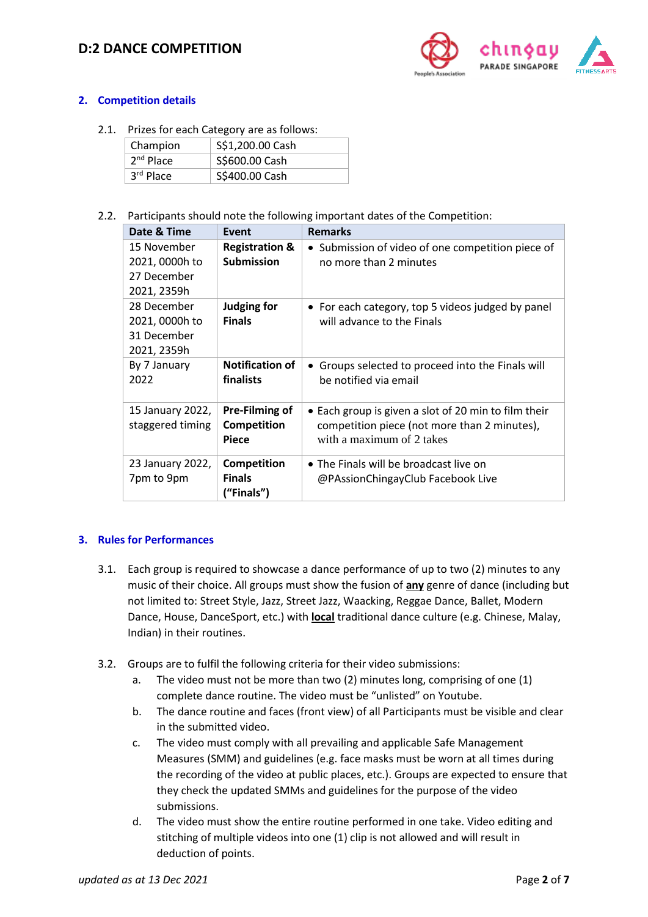## 2. Competition details

2.1. Prizes for each Category are as follows:

| Champion | S$1,200.00 Cash |
|---|---|
| 2nd Place | S$600.00 Cash |
| 3rd Place | S$400.00 Cash |

2.2. Participants should note the following important dates of the Competition:

| Date & Time | Event | Remarks |
|---|---|---|
| 15 November 2021, 0000h to 27 December 2021, 2359h | **Registration & Submission** | • Submission of video of one competition piece of no more than 2 minutes |
| 28 December 2021, 0000h to 31 December 2021, 2359h | **Judging for Finals** | • For each category, top 5 videos judged by panel will advance to the Finals |
| By 7 January 2022 | **Notification of finalists** | • Groups selected to proceed into the Finals will be notified via email |
| 15 January 2022, staggered timing | **Pre-Filming of Competition Piece** | • Each group is given a slot of 20 min to film their competition piece (not more than 2 minutes), with a maximum of 2 takes |
| 23 January 2022, 7pm to 9pm | **Competition Finals ("Finals")** | • The Finals will be broadcast live on @PAssionChingayClub Facebook Live |

## 3. Rules for Performances

3.1. Each group is required to showcase a dance performance of up to two (2) minutes to any music of their choice. All groups must show the fusion of **any** genre of dance (including but not limited to: Street Style, Jazz, Street Jazz, Waacking, Reggae Dance, Ballet, Modern Dance, House, DanceSport, etc.) with **local** traditional dance culture (e.g. Chinese, Malay, Indian) in their routines.

3.2. Groups are to fulfil the following criteria for their video submissions:

a. The video must not be more than two (2) minutes long, comprising of one (1) complete dance routine. The video must be "unlisted" on Youtube.

b. The dance routine and faces (front view) of all Participants must be visible and clear in the submitted video.

c. The video must comply with all prevailing and applicable Safe Management Measures (SMM) and guidelines (e.g. face masks must be worn at all times during the recording of the video at public places, etc.). Groups are expected to ensure that they check the updated SMMs and guidelines for the purpose of the video submissions.

d. The video must show the entire routine performed in one take. Video editing and stitching of multiple videos into one (1) clip is not allowed and will result in deduction of points.

*updated as at 13 Dec 2021*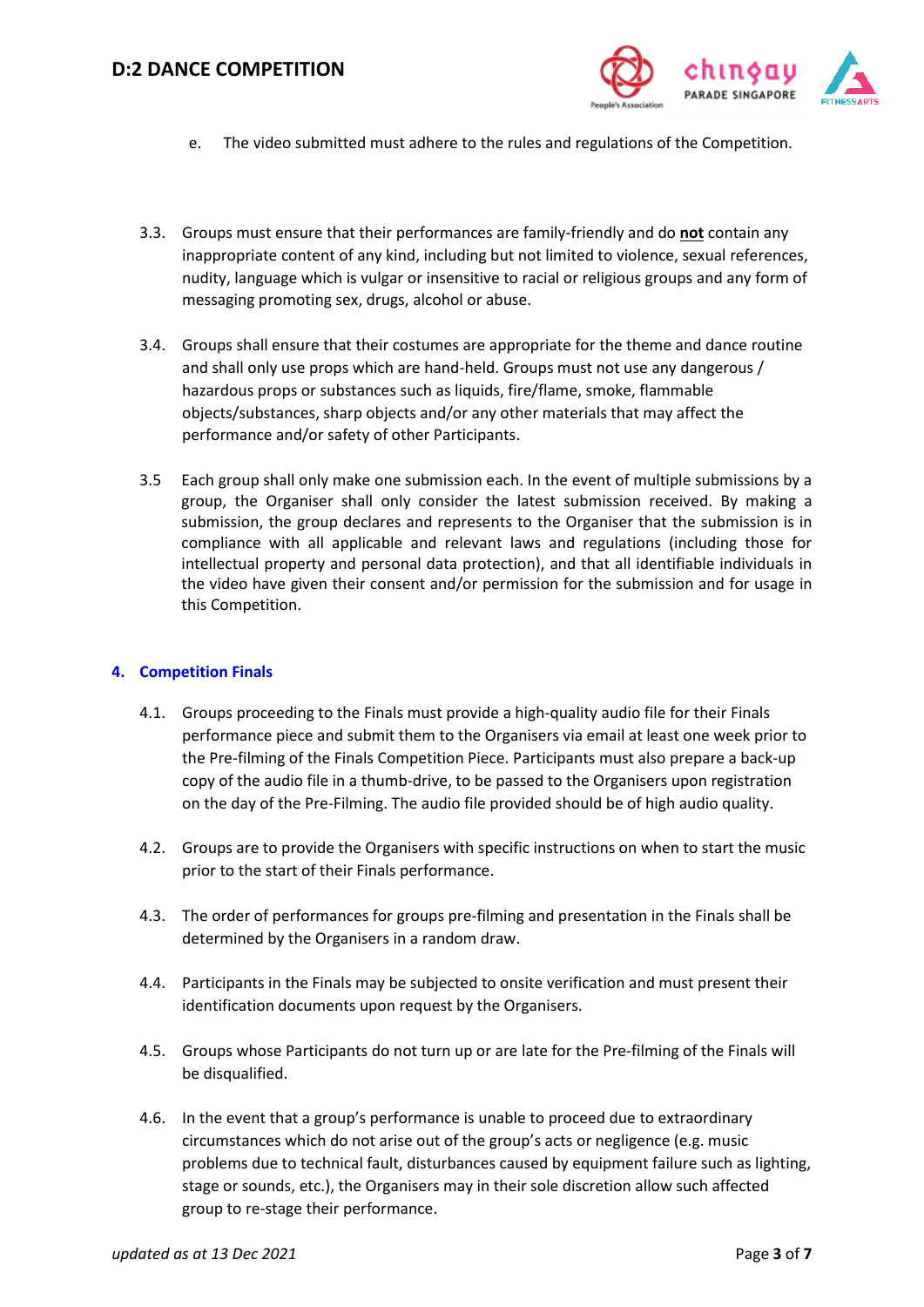e. The video submitted must adhere to the rules and regulations of the Competition.

3.3. Groups must ensure that their performances are family-friendly and do **not** contain any inappropriate content of any kind, including but not limited to violence, sexual references, nudity, language which is vulgar or insensitive to racial or religious groups and any form of messaging promoting sex, drugs, alcohol or abuse.

3.4. Groups shall ensure that their costumes are appropriate for the theme and dance routine and shall only use props which are hand-held. Groups must not use any dangerous / hazardous props or substances such as liquids, fire/flame, smoke, flammable objects/substances, sharp objects and/or any other materials that may affect the performance and/or safety of other Participants.

3.5 Each group shall only make one submission each. In the event of multiple submissions by a group, the Organiser shall only consider the latest submission received. By making a submission, the group declares and represents to the Organiser that the submission is in compliance with all applicable and relevant laws and regulations (including those for intellectual property and personal data protection), and that all identifiable individuals in the video have given their consent and/or permission for the submission and for usage in this Competition.

## 4. Competition Finals

4.1. Groups proceeding to the Finals must provide a high-quality audio file for their Finals performance piece and submit them to the Organisers via email at least one week prior to the Pre-filming of the Finals Competition Piece. Participants must also prepare a back-up copy of the audio file in a thumb-drive, to be passed to the Organisers upon registration on the day of the Pre-Filming. The audio file provided should be of high audio quality.

4.2. Groups are to provide the Organisers with specific instructions on when to start the music prior to the start of their Finals performance.

4.3. The order of performances for groups pre-filming and presentation in the Finals shall be determined by the Organisers in a random draw.

4.4. Participants in the Finals may be subjected to onsite verification and must present their identification documents upon request by the Organisers.

4.5. Groups whose Participants do not turn up or are late for the Pre-filming of the Finals will be disqualified.

4.6. In the event that a group's performance is unable to proceed due to extraordinary circumstances which do not arise out of the group's acts or negligence (e.g. music problems due to technical fault, disturbances caused by equipment failure such as lighting, stage or sounds, etc.), the Organisers may in their sole discretion allow such affected group to re-stage their performance.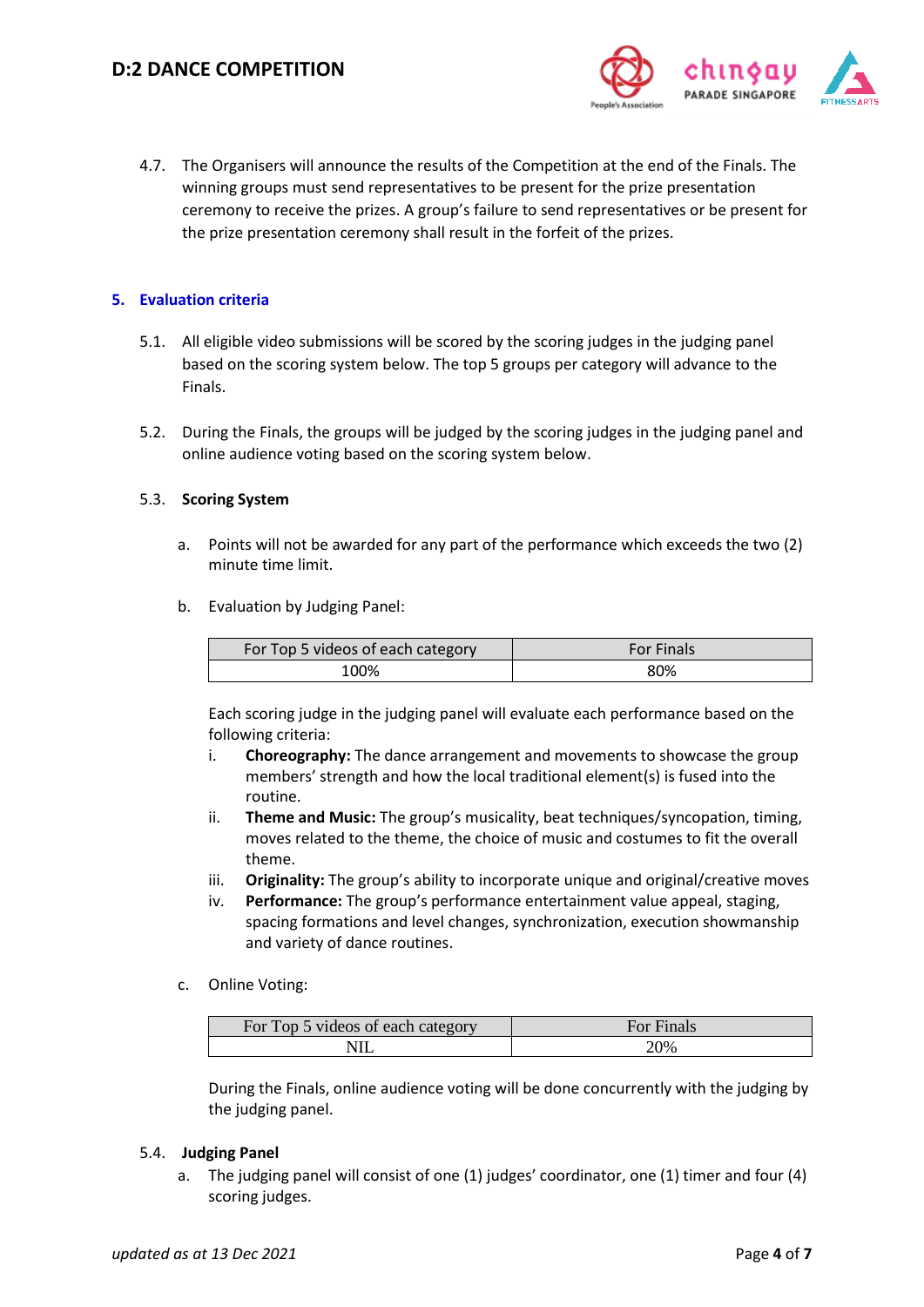4.7. The Organisers will announce the results of the Competition at the end of the Finals. The winning groups must send representatives to be present for the prize presentation ceremony to receive the prizes. A group's failure to send representatives or be present for the prize presentation ceremony shall result in the forfeit of the prizes.

## 5. Evaluation criteria

5.1. All eligible video submissions will be scored by the scoring judges in the judging panel based on the scoring system below. The top 5 groups per category will advance to the Finals.

5.2. During the Finals, the groups will be judged by the scoring judges in the judging panel and online audience voting based on the scoring system below.

5.3. **Scoring System**

a. Points will not be awarded for any part of the performance which exceeds the two (2) minute time limit.

b. Evaluation by Judging Panel:

| For Top 5 videos of each category | For Finals |
|---|---|
| 100% | 80% |

Each scoring judge in the judging panel will evaluate each performance based on the following criteria:

i. **Choreography:** The dance arrangement and movements to showcase the group members' strength and how the local traditional element(s) is fused into the routine.

ii. **Theme and Music:** The group's musicality, beat techniques/syncopation, timing, moves related to the theme, the choice of music and costumes to fit the overall theme.

iii. **Originality:** The group's ability to incorporate unique and original/creative moves

iv. **Performance:** The group's performance entertainment value appeal, staging, spacing formations and level changes, synchronization, execution showmanship and variety of dance routines.

c. Online Voting:

| For Top 5 videos of each category | For Finals |
|---|---|
| NIL | 20% |

During the Finals, online audience voting will be done concurrently with the judging by the judging panel.

5.4. **Judging Panel**

a. The judging panel will consist of one (1) judges' coordinator, one (1) timer and four (4) scoring judges.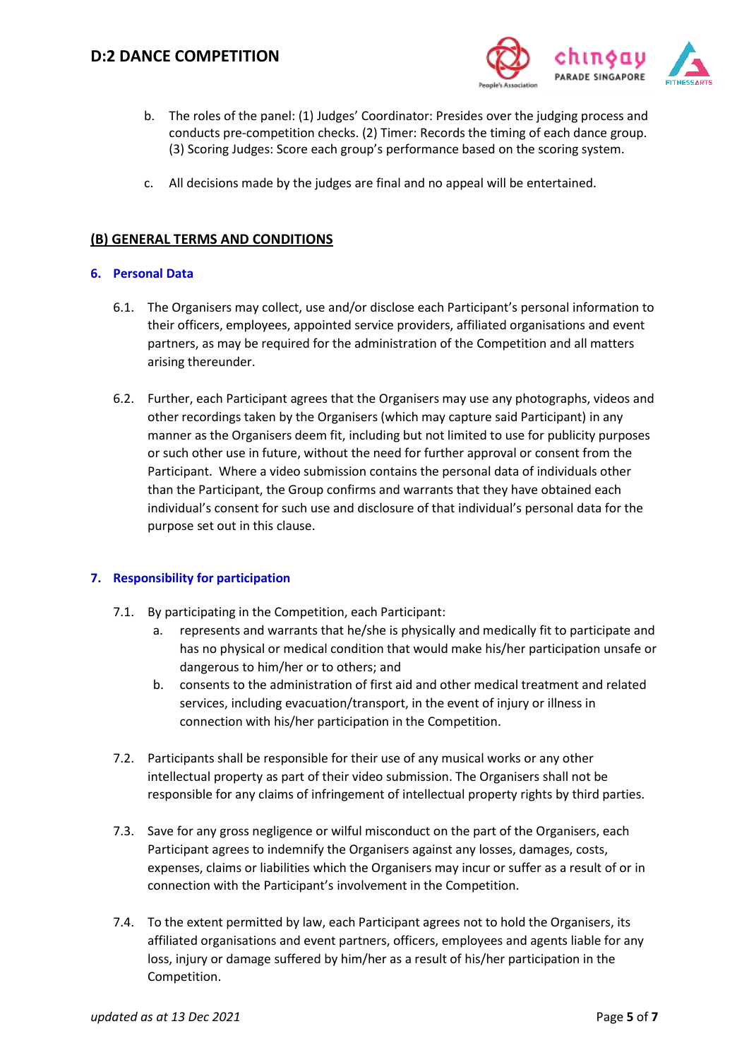b. The roles of the panel: (1) Judges' Coordinator: Presides over the judging process and conducts pre-competition checks. (2) Timer: Records the timing of each dance group. (3) Scoring Judges: Score each group's performance based on the scoring system.

c. All decisions made by the judges are final and no appeal will be entertained.

## (B) GENERAL TERMS AND CONDITIONS

### 6. Personal Data

6.1. The Organisers may collect, use and/or disclose each Participant's personal information to their officers, employees, appointed service providers, affiliated organisations and event partners, as may be required for the administration of the Competition and all matters arising thereunder.

6.2. Further, each Participant agrees that the Organisers may use any photographs, videos and other recordings taken by the Organisers (which may capture said Participant) in any manner as the Organisers deem fit, including but not limited to use for publicity purposes or such other use in future, without the need for further approval or consent from the Participant. Where a video submission contains the personal data of individuals other than the Participant, the Group confirms and warrants that they have obtained each individual's consent for such use and disclosure of that individual's personal data for the purpose set out in this clause.

### 7. Responsibility for participation

7.1. By participating in the Competition, each Participant:

a. represents and warrants that he/she is physically and medically fit to participate and has no physical or medical condition that would make his/her participation unsafe or dangerous to him/her or to others; and

b. consents to the administration of first aid and other medical treatment and related services, including evacuation/transport, in the event of injury or illness in connection with his/her participation in the Competition.

7.2. Participants shall be responsible for their use of any musical works or any other intellectual property as part of their video submission. The Organisers shall not be responsible for any claims of infringement of intellectual property rights by third parties.

7.3. Save for any gross negligence or wilful misconduct on the part of the Organisers, each Participant agrees to indemnify the Organisers against any losses, damages, costs, expenses, claims or liabilities which the Organisers may incur or suffer as a result of or in connection with the Participant's involvement in the Competition.

7.4. To the extent permitted by law, each Participant agrees not to hold the Organisers, its affiliated organisations and event partners, officers, employees and agents liable for any loss, injury or damage suffered by him/her as a result of his/her participation in the Competition.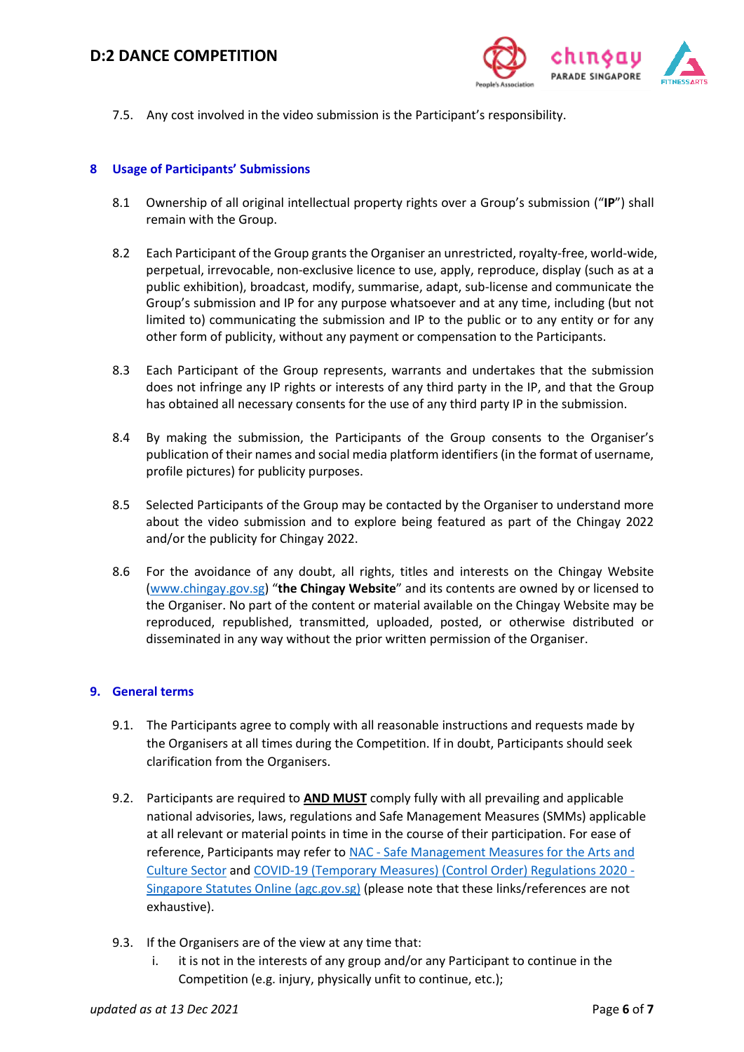7.5. Any cost involved in the video submission is the Participant's responsibility.

## 8 Usage of Participants' Submissions

8.1 Ownership of all original intellectual property rights over a Group's submission ("**IP**") shall remain with the Group.

8.2 Each Participant of the Group grants the Organiser an unrestricted, royalty-free, world-wide, perpetual, irrevocable, non-exclusive licence to use, apply, reproduce, display (such as at a public exhibition), broadcast, modify, summarise, adapt, sub-license and communicate the Group's submission and IP for any purpose whatsoever and at any time, including (but not limited to) communicating the submission and IP to the public or to any entity or for any other form of publicity, without any payment or compensation to the Participants.

8.3 Each Participant of the Group represents, warrants and undertakes that the submission does not infringe any IP rights or interests of any third party in the IP, and that the Group has obtained all necessary consents for the use of any third party IP in the submission.

8.4 By making the submission, the Participants of the Group consents to the Organiser's publication of their names and social media platform identifiers (in the format of username, profile pictures) for publicity purposes.

8.5 Selected Participants of the Group may be contacted by the Organiser to understand more about the video submission and to explore being featured as part of the Chingay 2022 and/or the publicity for Chingay 2022.

8.6 For the avoidance of any doubt, all rights, titles and interests on the Chingay Website (www.chingay.gov.sg) "**the Chingay Website**" and its contents are owned by or licensed to the Organiser. No part of the content or material available on the Chingay Website may be reproduced, republished, transmitted, uploaded, posted, or otherwise distributed or disseminated in any way without the prior written permission of the Organiser.

## 9. General terms

9.1. The Participants agree to comply with all reasonable instructions and requests made by the Organisers at all times during the Competition. If in doubt, Participants should seek clarification from the Organisers.

9.2. Participants are required to **AND MUST** comply fully with all prevailing and applicable national advisories, laws, regulations and Safe Management Measures (SMMs) applicable at all relevant or material points in time in the course of their participation. For ease of reference, Participants may refer to NAC - Safe Management Measures for the Arts and Culture Sector and COVID-19 (Temporary Measures) (Control Order) Regulations 2020 - Singapore Statutes Online (agc.gov.sg) (please note that these links/references are not exhaustive).

9.3. If the Organisers are of the view at any time that:

i. it is not in the interests of any group and/or any Participant to continue in the Competition (e.g. injury, physically unfit to continue, etc.);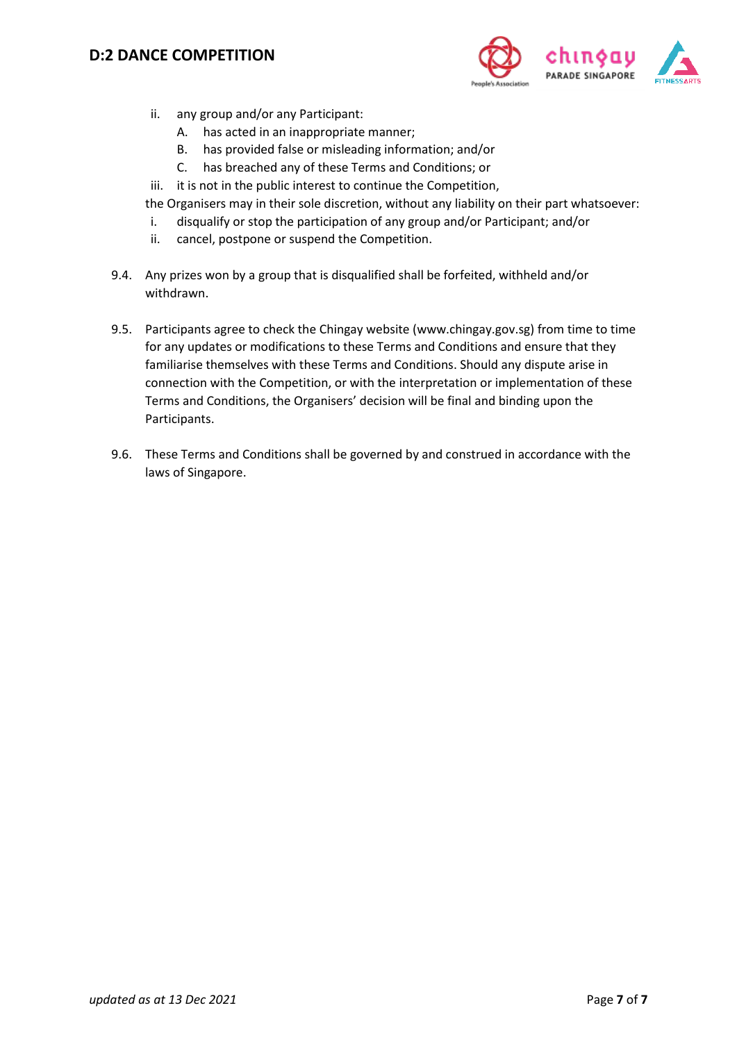ii. any group and/or any Participant:
      A. has acted in an inappropriate manner;
      B. has provided false or misleading information; and/or
      C. has breached any of these Terms and Conditions; or
   iii. it is not in the public interest to continue the Competition,

   the Organisers may in their sole discretion, without any liability on their part whatsoever:

   i. disqualify or stop the participation of any group and/or Participant; and/or
   ii. cancel, postpone or suspend the Competition.

9.4. Any prizes won by a group that is disqualified shall be forfeited, withheld and/or withdrawn.

9.5. Participants agree to check the Chingay website (www.chingay.gov.sg) from time to time for any updates or modifications to these Terms and Conditions and ensure that they familiarise themselves with these Terms and Conditions. Should any dispute arise in connection with the Competition, or with the interpretation or implementation of these Terms and Conditions, the Organisers' decision will be final and binding upon the Participants.

9.6. These Terms and Conditions shall be governed by and construed in accordance with the laws of Singapore.

*updated as at 13 Dec 2021*